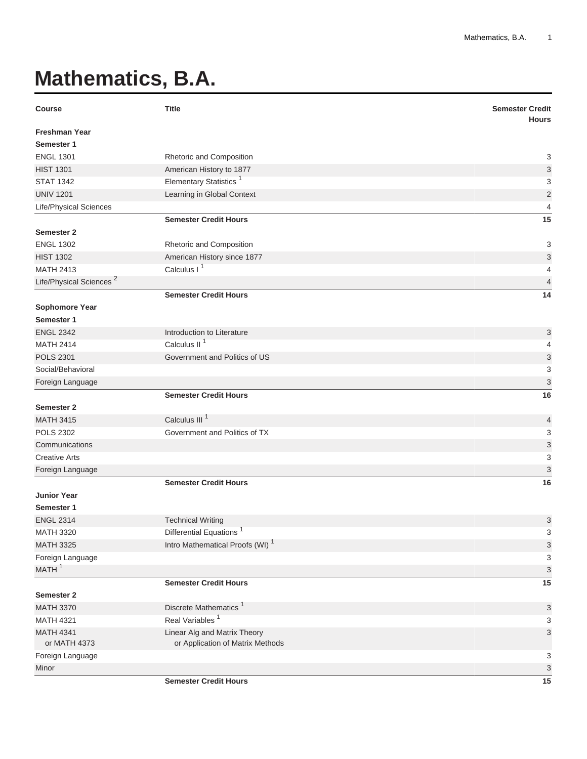# Mathematics, B.A.

| Course | Title | Semester Credit Hours |
|---|---|---|
| **Freshman Year** | | |
| **Semester 1** | | |
| ENGL 1301 | Rhetoric and Composition | 3 |
| HIST 1301 | American History to 1877 | 3 |
| STAT 1342 | Elementary Statistics [1] | 3 |
| UNIV 1201 | Learning in Global Context | 2 |
| Life/Physical Sciences | | 4 |
| | **Semester Credit Hours** | **15** |
| **Semester 2** | | |
| ENGL 1302 | Rhetoric and Composition | 3 |
| HIST 1302 | American History since 1877 | 3 |
| MATH 2413 | Calculus I [1] | 4 |
| Life/Physical Sciences [2] | | 4 |
| | **Semester Credit Hours** | **14** |
| **Sophomore Year** | | |
| **Semester 1** | | |
| ENGL 2342 | Introduction to Literature | 3 |
| MATH 2414 | Calculus II [1] | 4 |
| POLS 2301 | Government and Politics of US | 3 |
| Social/Behavioral | | 3 |
| Foreign Language | | 3 |
| | **Semester Credit Hours** | **16** |
| **Semester 2** | | |
| MATH 3415 | Calculus III [1] | 4 |
| POLS 2302 | Government and Politics of TX | 3 |
| Communications | | 3 |
| Creative Arts | | 3 |
| Foreign Language | | 3 |
| | **Semester Credit Hours** | **16** |
| **Junior Year** | | |
| **Semester 1** | | |
| ENGL 2314 | Technical Writing | 3 |
| MATH 3320 | Differential Equations [1] | 3 |
| MATH 3325 | Intro Mathematical Proofs (WI) [1] | 3 |
| Foreign Language | | 3 |
| MATH [1] | | 3 |
| | **Semester Credit Hours** | **15** |
| **Semester 2** | | |
| MATH 3370 | Discrete Mathematics [1] | 3 |
| MATH 4321 | Real Variables [1] | 3 |
| MATH 4341 or MATH 4373 | Linear Alg and Matrix Theory or Application of Matrix Methods | 3 |
| Foreign Language | | 3 |
| Minor | | 3 |
| | **Semester Credit Hours** | **15** |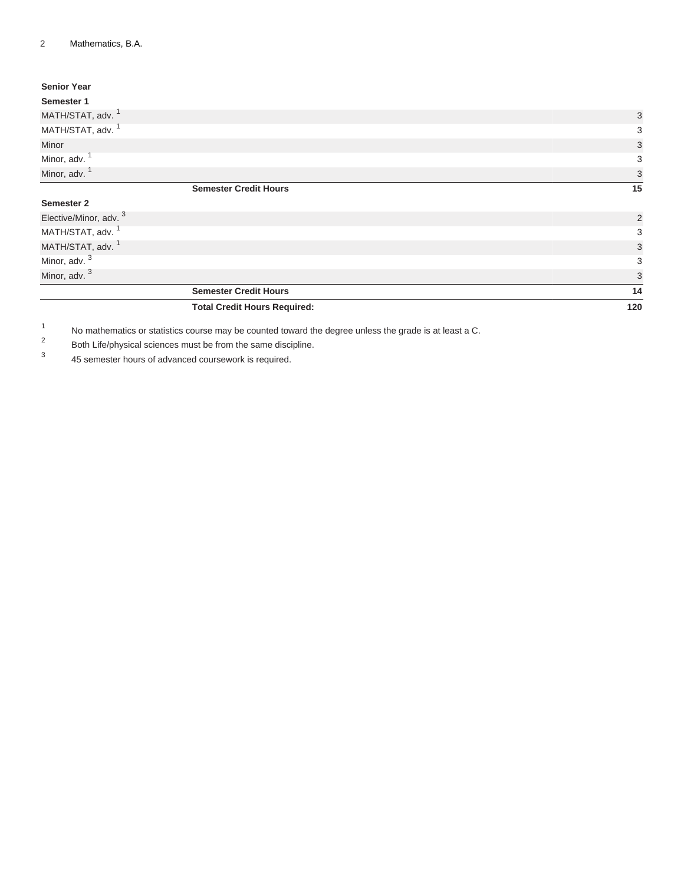| | |
|---|---|
| **Senior Year** | |
| **Semester 1** | |
| MATH/STAT, adv. [1] | 3 |
| MATH/STAT, adv. [1] | 3 |
| Minor | 3 |
| Minor, adv. [1] | 3 |
| Minor, adv. [1] | 3 |
| **Semester Credit Hours** | **15** |
| **Semester 2** | |
| Elective/Minor, adv. [3] | 2 |
| MATH/STAT, adv. [1] | 3 |
| MATH/STAT, adv. [1] | 3 |
| Minor, adv. [3] | 3 |
| Minor, adv. [3] | 3 |
| **Semester Credit Hours** | **14** |
| **Total Credit Hours Required:** | **120** |

[1] No mathematics or statistics course may be counted toward the degree unless the grade is at least a C.

[2] Both Life/physical sciences must be from the same discipline.

[3] 45 semester hours of advanced coursework is required.